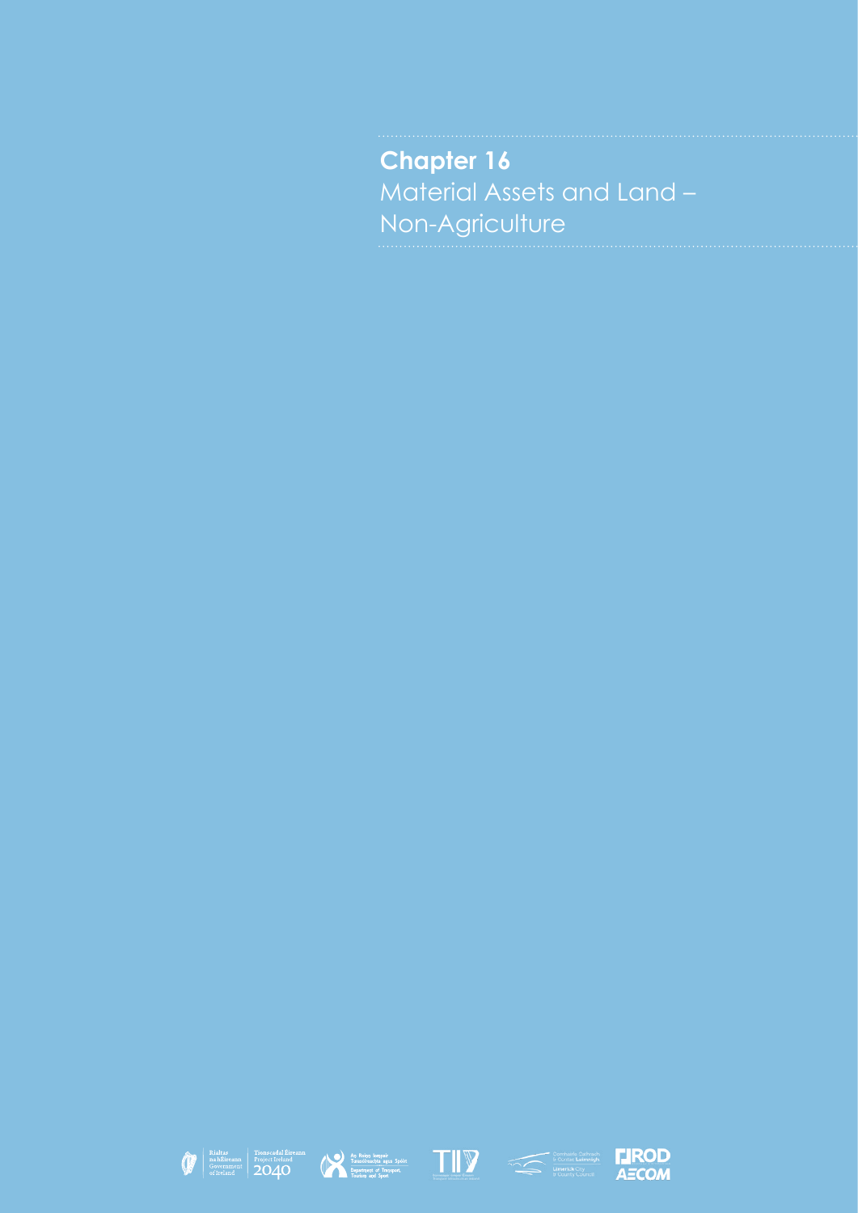# Chapter 16

Material Assets and Land – Non-Agriculture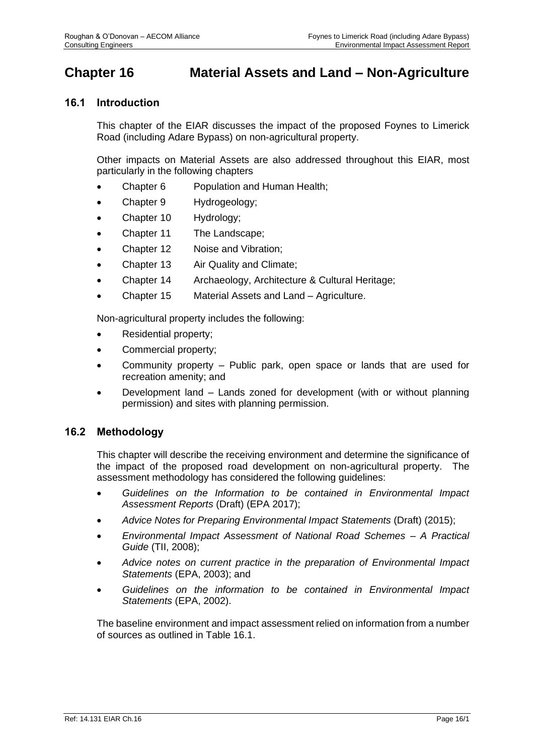# Chapter 16 Material Assets and Land – Non-Agriculture

## 16.1 Introduction

This chapter of the EIAR discusses the impact of the proposed Foynes to Limerick Road (including Adare Bypass) on non-agricultural property.

Other impacts on Material Assets are also addressed throughout this EIAR, most particularly in the following chapters

- Chapter 6 Population and Human Health;
- Chapter 9 Hydrogeology;
- Chapter 10 Hydrology;
- Chapter 11 The Landscape;
- Chapter 12 Noise and Vibration;
- Chapter 13 Air Quality and Climate;
- Chapter 14 Archaeology, Architecture & Cultural Heritage;
- Chapter 15 Material Assets and Land – Agriculture.

Non-agricultural property includes the following:

- Residential property;
- Commercial property;
- Community property – Public park, open space or lands that are used for recreation amenity; and
- Development land – Lands zoned for development (with or without planning permission) and sites with planning permission.

## 16.2 Methodology

This chapter will describe the receiving environment and determine the significance of the impact of the proposed road development on non-agricultural property. The assessment methodology has considered the following guidelines:

- *Guidelines on the Information to be contained in Environmental Impact Assessment Reports* (Draft) (EPA 2017);
- *Advice Notes for Preparing Environmental Impact Statements* (Draft) (2015);
- *Environmental Impact Assessment of National Road Schemes – A Practical Guide* (TII, 2008);
- *Advice notes on current practice in the preparation of Environmental Impact Statements* (EPA, 2003); and
- *Guidelines on the information to be contained in Environmental Impact Statements* (EPA, 2002).

The baseline environment and impact assessment relied on information from a number of sources as outlined in Table 16.1.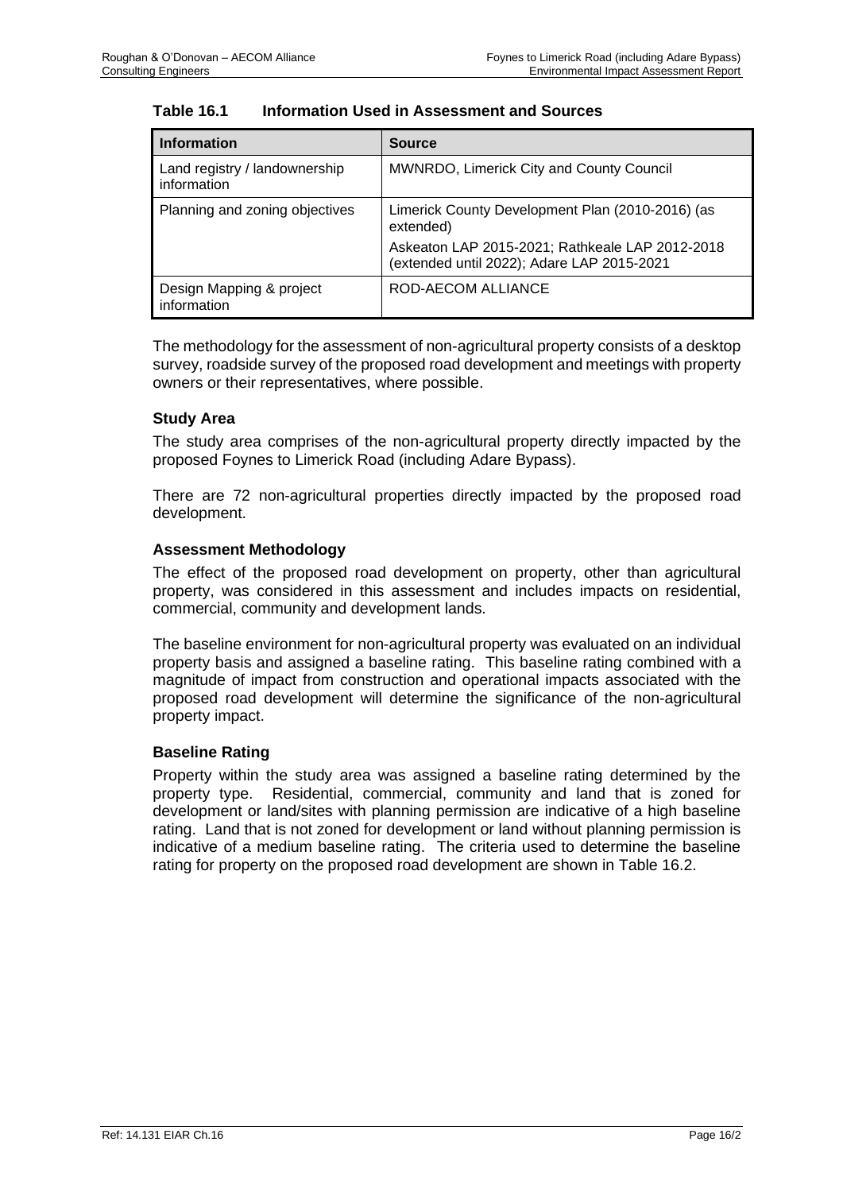**Table 16.1 Information Used in Assessment and Sources**

| Information | Source |
|---|---|
| Land registry / landownership information | MWNRDO, Limerick City and County Council |
| Planning and zoning objectives | Limerick County Development Plan (2010-2016) (as extended)<br>Askeaton LAP 2015-2021; Rathkeale LAP 2012-2018 (extended until 2022); Adare LAP 2015-2021 |
| Design Mapping & project information | ROD-AECOM ALLIANCE |

The methodology for the assessment of non-agricultural property consists of a desktop survey, roadside survey of the proposed road development and meetings with property owners or their representatives, where possible.

### Study Area

The study area comprises of the non-agricultural property directly impacted by the proposed Foynes to Limerick Road (including Adare Bypass).

There are 72 non-agricultural properties directly impacted by the proposed road development.

### Assessment Methodology

The effect of the proposed road development on property, other than agricultural property, was considered in this assessment and includes impacts on residential, commercial, community and development lands.

The baseline environment for non-agricultural property was evaluated on an individual property basis and assigned a baseline rating. This baseline rating combined with a magnitude of impact from construction and operational impacts associated with the proposed road development will determine the significance of the non-agricultural property impact.

### Baseline Rating

Property within the study area was assigned a baseline rating determined by the property type. Residential, commercial, community and land that is zoned for development or land/sites with planning permission are indicative of a high baseline rating. Land that is not zoned for development or land without planning permission is indicative of a medium baseline rating. The criteria used to determine the baseline rating for property on the proposed road development are shown in Table 16.2.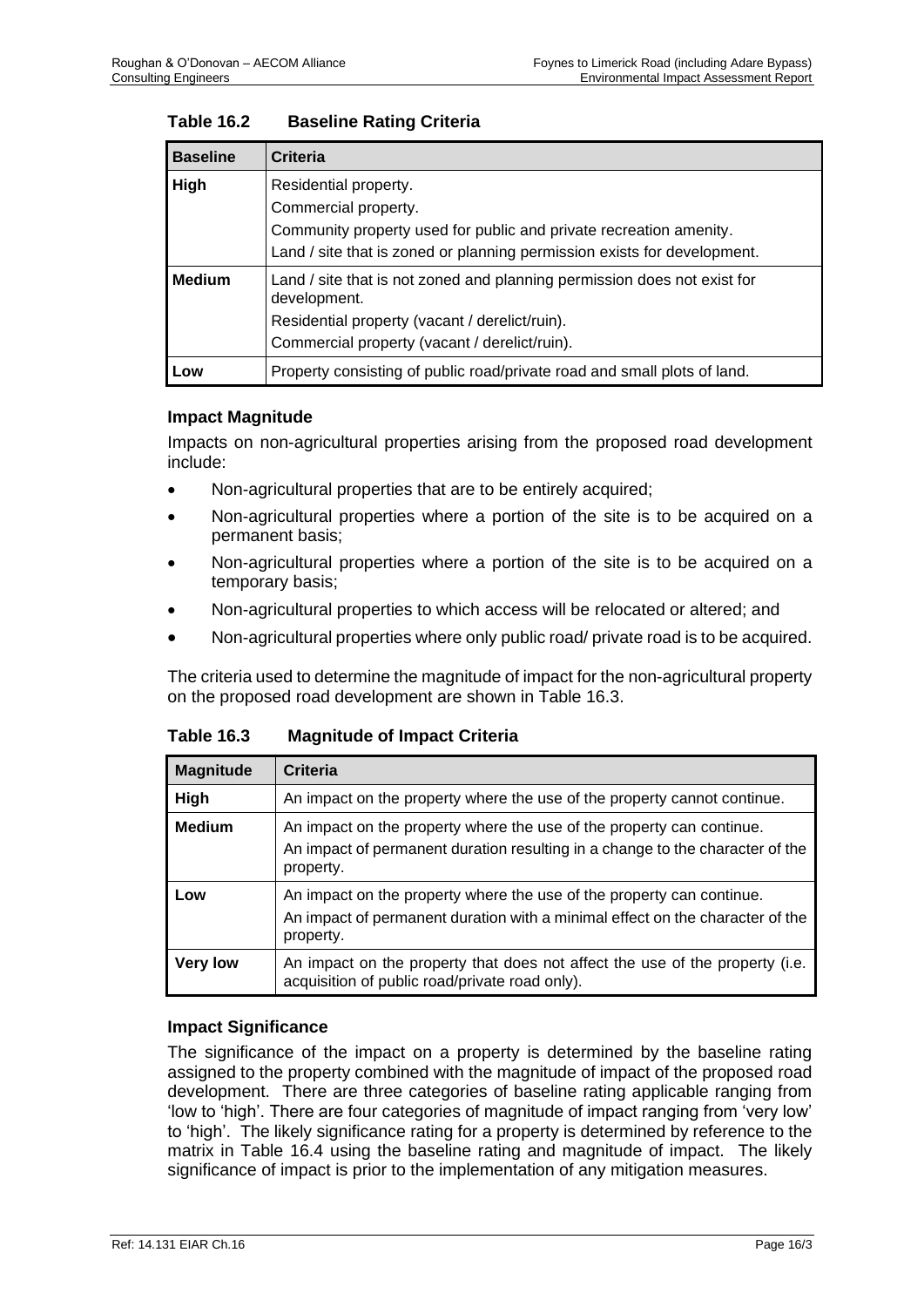**Table 16.2 Baseline Rating Criteria**

| Baseline | Criteria |
|---|---|
| **High** | Residential property.<br>Commercial property.<br>Community property used for public and private recreation amenity.<br>Land / site that is zoned or planning permission exists for development. |
| **Medium** | Land / site that is not zoned and planning permission does not exist for development.<br>Residential property (vacant / derelict/ruin).<br>Commercial property (vacant / derelict/ruin). |
| **Low** | Property consisting of public road/private road and small plots of land. |

### Impact Magnitude

Impacts on non-agricultural properties arising from the proposed road development include:

- Non-agricultural properties that are to be entirely acquired;
- Non-agricultural properties where a portion of the site is to be acquired on a permanent basis;
- Non-agricultural properties where a portion of the site is to be acquired on a temporary basis;
- Non-agricultural properties to which access will be relocated or altered; and
- Non-agricultural properties where only public road/ private road is to be acquired.

The criteria used to determine the magnitude of impact for the non-agricultural property on the proposed road development are shown in Table 16.3.

**Table 16.3 Magnitude of Impact Criteria**

| Magnitude | Criteria |
|---|---|
| **High** | An impact on the property where the use of the property cannot continue. |
| **Medium** | An impact on the property where the use of the property can continue.<br>An impact of permanent duration resulting in a change to the character of the property. |
| **Low** | An impact on the property where the use of the property can continue.<br>An impact of permanent duration with a minimal effect on the character of the property. |
| **Very low** | An impact on the property that does not affect the use of the property (i.e. acquisition of public road/private road only). |

### Impact Significance

The significance of the impact on a property is determined by the baseline rating assigned to the property combined with the magnitude of impact of the proposed road development. There are three categories of baseline rating applicable ranging from 'low to 'high'. There are four categories of magnitude of impact ranging from 'very low' to 'high'. The likely significance rating for a property is determined by reference to the matrix in Table 16.4 using the baseline rating and magnitude of impact. The likely significance of impact is prior to the implementation of any mitigation measures.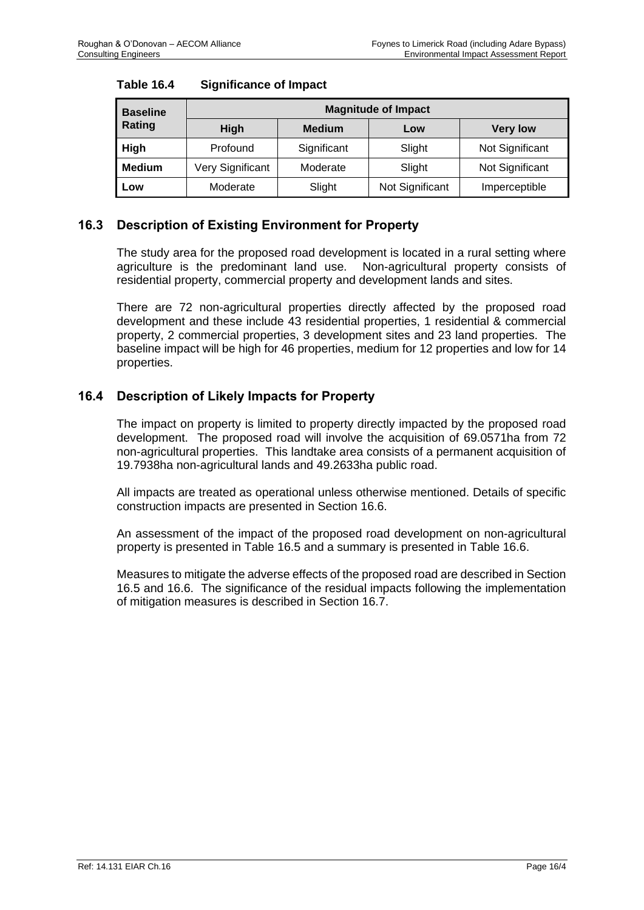**Table 16.4 Significance of Impact**

| Baseline Rating | Magnitude of Impact | | | |
|---|---|---|---|---|
| | **High** | **Medium** | **Low** | **Very low** |
| **High** | Profound | Significant | Slight | Not Significant |
| **Medium** | Very Significant | Moderate | Slight | Not Significant |
| **Low** | Moderate | Slight | Not Significant | Imperceptible |

## 16.3 Description of Existing Environment for Property

The study area for the proposed road development is located in a rural setting where agriculture is the predominant land use. Non-agricultural property consists of residential property, commercial property and development lands and sites.

There are 72 non-agricultural properties directly affected by the proposed road development and these include 43 residential properties, 1 residential & commercial property, 2 commercial properties, 3 development sites and 23 land properties. The baseline impact will be high for 46 properties, medium for 12 properties and low for 14 properties.

## 16.4 Description of Likely Impacts for Property

The impact on property is limited to property directly impacted by the proposed road development. The proposed road will involve the acquisition of 69.0571ha from 72 non-agricultural properties. This landtake area consists of a permanent acquisition of 19.7938ha non-agricultural lands and 49.2633ha public road.

All impacts are treated as operational unless otherwise mentioned. Details of specific construction impacts are presented in Section 16.6.

An assessment of the impact of the proposed road development on non-agricultural property is presented in Table 16.5 and a summary is presented in Table 16.6.

Measures to mitigate the adverse effects of the proposed road are described in Section 16.5 and 16.6. The significance of the residual impacts following the implementation of mitigation measures is described in Section 16.7.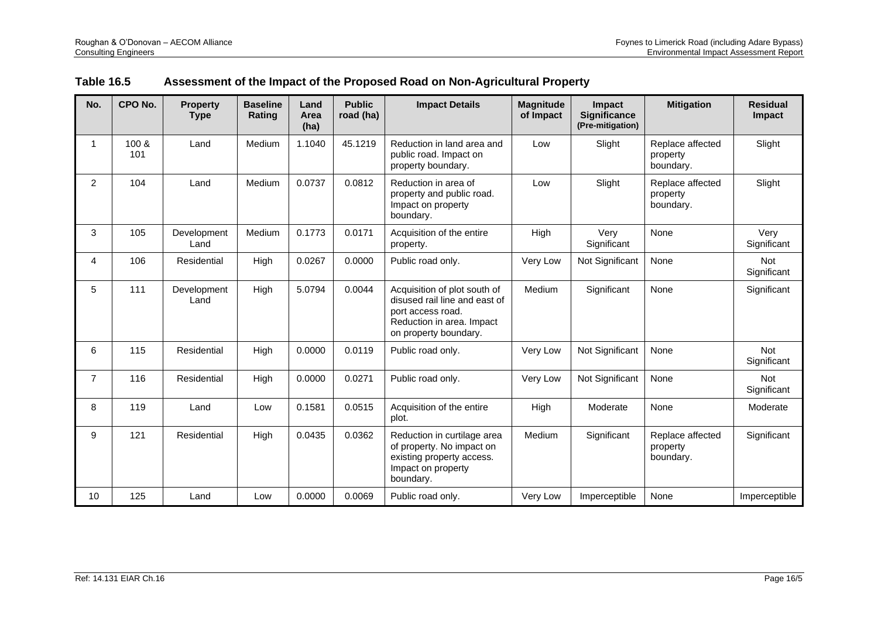## Table 16.5 Assessment of the Impact of the Proposed Road on Non-Agricultural Property

| No. | CPO No. | Property Type | Baseline Rating | Land Area (ha) | Public road (ha) | Impact Details | Magnitude of Impact | Impact Significance (Pre-mitigation) | Mitigation | Residual Impact |
|---|---|---|---|---|---|---|---|---|---|---|
| 1 | 100 & 101 | Land | Medium | 1.1040 | 45.1219 | Reduction in land area and public road. Impact on property boundary. | Low | Slight | Replace affected property boundary. | Slight |
| 2 | 104 | Land | Medium | 0.0737 | 0.0812 | Reduction in area of property and public road. Impact on property boundary. | Low | Slight | Replace affected property boundary. | Slight |
| 3 | 105 | Development Land | Medium | 0.1773 | 0.0171 | Acquisition of the entire property. | High | Very Significant | None | Very Significant |
| 4 | 106 | Residential | High | 0.0267 | 0.0000 | Public road only. | Very Low | Not Significant | None | Not Significant |
| 5 | 111 | Development Land | High | 5.0794 | 0.0044 | Acquisition of plot south of disused rail line and east of port access road. Reduction in area. Impact on property boundary. | Medium | Significant | None | Significant |
| 6 | 115 | Residential | High | 0.0000 | 0.0119 | Public road only. | Very Low | Not Significant | None | Not Significant |
| 7 | 116 | Residential | High | 0.0000 | 0.0271 | Public road only. | Very Low | Not Significant | None | Not Significant |
| 8 | 119 | Land | Low | 0.1581 | 0.0515 | Acquisition of the entire plot. | High | Moderate | None | Moderate |
| 9 | 121 | Residential | High | 0.0435 | 0.0362 | Reduction in curtilage area of property. No impact on existing property access. Impact on property boundary. | Medium | Significant | Replace affected property boundary. | Significant |
| 10 | 125 | Land | Low | 0.0000 | 0.0069 | Public road only. | Very Low | Imperceptible | None | Imperceptible |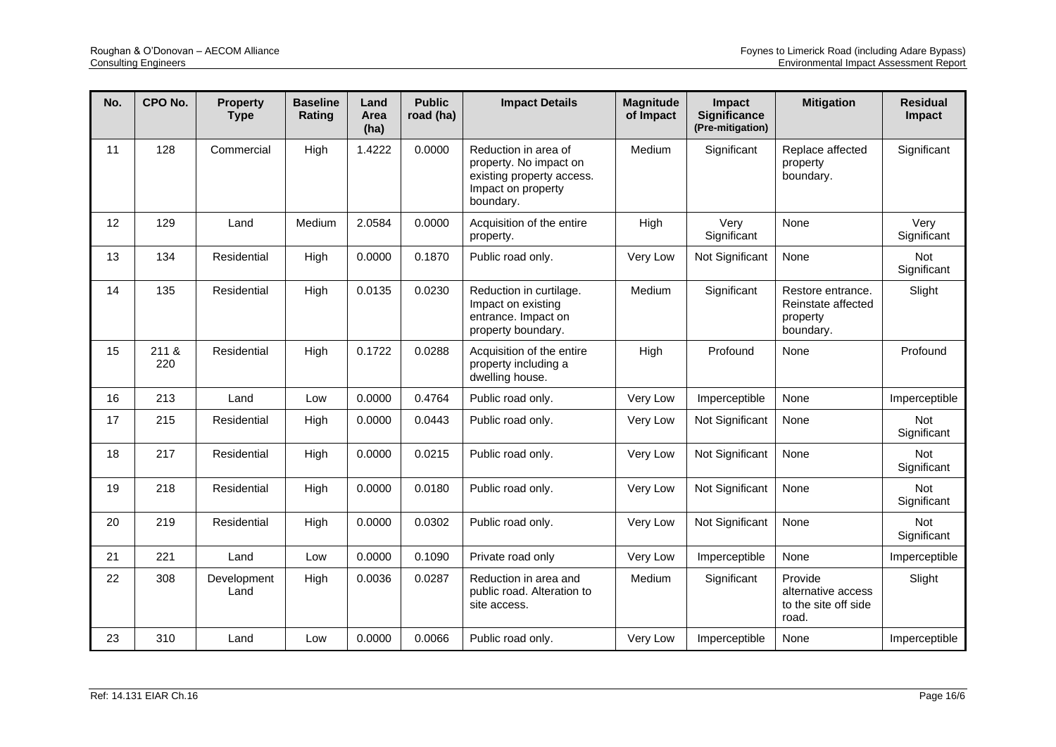| No. | CPO No. | Property Type | Baseline Rating | Land Area (ha) | Public road (ha) | Impact Details | Magnitude of Impact | Impact Significance (Pre-mitigation) | Mitigation | Residual Impact |
|---|---|---|---|---|---|---|---|---|---|---|
| 11 | 128 | Commercial | High | 1.4222 | 0.0000 | Reduction in area of property. No impact on existing property access. Impact on property boundary. | Medium | Significant | Replace affected property boundary. | Significant |
| 12 | 129 | Land | Medium | 2.0584 | 0.0000 | Acquisition of the entire property. | High | Very Significant | None | Very Significant |
| 13 | 134 | Residential | High | 0.0000 | 0.1870 | Public road only. | Very Low | Not Significant | None | Not Significant |
| 14 | 135 | Residential | High | 0.0135 | 0.0230 | Reduction in curtilage. Impact on existing entrance. Impact on property boundary. | Medium | Significant | Restore entrance. Reinstate affected property boundary. | Slight |
| 15 | 211 & 220 | Residential | High | 0.1722 | 0.0288 | Acquisition of the entire property including a dwelling house. | High | Profound | None | Profound |
| 16 | 213 | Land | Low | 0.0000 | 0.4764 | Public road only. | Very Low | Imperceptible | None | Imperceptible |
| 17 | 215 | Residential | High | 0.0000 | 0.0443 | Public road only. | Very Low | Not Significant | None | Not Significant |
| 18 | 217 | Residential | High | 0.0000 | 0.0215 | Public road only. | Very Low | Not Significant | None | Not Significant |
| 19 | 218 | Residential | High | 0.0000 | 0.0180 | Public road only. | Very Low | Not Significant | None | Not Significant |
| 20 | 219 | Residential | High | 0.0000 | 0.0302 | Public road only. | Very Low | Not Significant | None | Not Significant |
| 21 | 221 | Land | Low | 0.0000 | 0.1090 | Private road only | Very Low | Imperceptible | None | Imperceptible |
| 22 | 308 | Development Land | High | 0.0036 | 0.0287 | Reduction in area and public road. Alteration to site access. | Medium | Significant | Provide alternative access to the site off side road. | Slight |
| 23 | 310 | Land | Low | 0.0000 | 0.0066 | Public road only. | Very Low | Imperceptible | None | Imperceptible |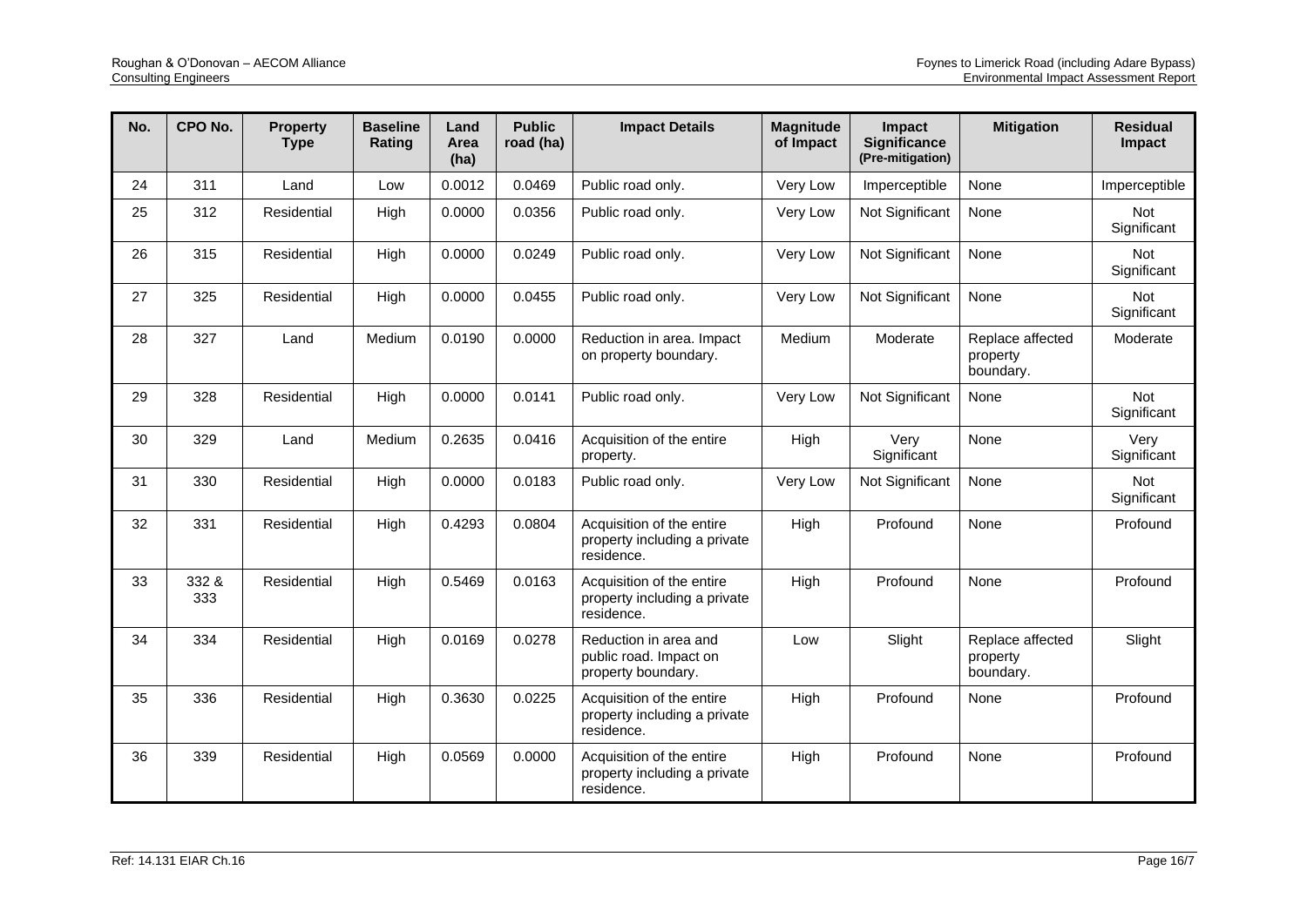| No. | CPO No. | Property Type | Baseline Rating | Land Area (ha) | Public road (ha) | Impact Details | Magnitude of Impact | Impact Significance (Pre-mitigation) | Mitigation | Residual Impact |
|---|---|---|---|---|---|---|---|---|---|---|
| 24 | 311 | Land | Low | 0.0012 | 0.0469 | Public road only. | Very Low | Imperceptible | None | Imperceptible |
| 25 | 312 | Residential | High | 0.0000 | 0.0356 | Public road only. | Very Low | Not Significant | None | Not Significant |
| 26 | 315 | Residential | High | 0.0000 | 0.0249 | Public road only. | Very Low | Not Significant | None | Not Significant |
| 27 | 325 | Residential | High | 0.0000 | 0.0455 | Public road only. | Very Low | Not Significant | None | Not Significant |
| 28 | 327 | Land | Medium | 0.0190 | 0.0000 | Reduction in area. Impact on property boundary. | Medium | Moderate | Replace affected property boundary. | Moderate |
| 29 | 328 | Residential | High | 0.0000 | 0.0141 | Public road only. | Very Low | Not Significant | None | Not Significant |
| 30 | 329 | Land | Medium | 0.2635 | 0.0416 | Acquisition of the entire property. | High | Very Significant | None | Very Significant |
| 31 | 330 | Residential | High | 0.0000 | 0.0183 | Public road only. | Very Low | Not Significant | None | Not Significant |
| 32 | 331 | Residential | High | 0.4293 | 0.0804 | Acquisition of the entire property including a private residence. | High | Profound | None | Profound |
| 33 | 332 & 333 | Residential | High | 0.5469 | 0.0163 | Acquisition of the entire property including a private residence. | High | Profound | None | Profound |
| 34 | 334 | Residential | High | 0.0169 | 0.0278 | Reduction in area and public road. Impact on property boundary. | Low | Slight | Replace affected property boundary. | Slight |
| 35 | 336 | Residential | High | 0.3630 | 0.0225 | Acquisition of the entire property including a private residence. | High | Profound | None | Profound |
| 36 | 339 | Residential | High | 0.0569 | 0.0000 | Acquisition of the entire property including a private residence. | High | Profound | None | Profound |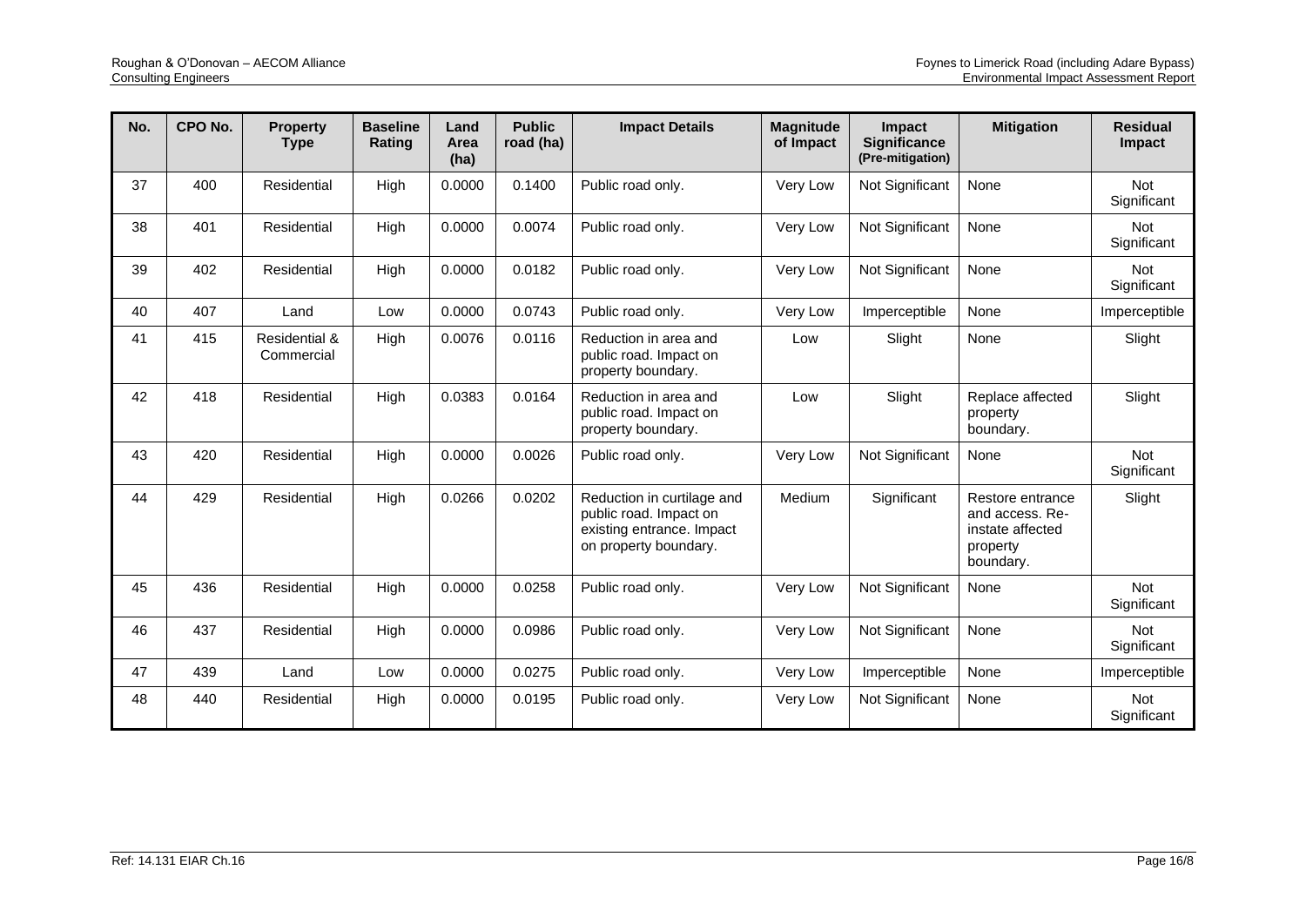| No. | CPO No. | Property Type | Baseline Rating | Land Area (ha) | Public road (ha) | Impact Details | Magnitude of Impact | Impact Significance (Pre-mitigation) | Mitigation | Residual Impact |
|---|---|---|---|---|---|---|---|---|---|---|
| 37 | 400 | Residential | High | 0.0000 | 0.1400 | Public road only. | Very Low | Not Significant | None | Not Significant |
| 38 | 401 | Residential | High | 0.0000 | 0.0074 | Public road only. | Very Low | Not Significant | None | Not Significant |
| 39 | 402 | Residential | High | 0.0000 | 0.0182 | Public road only. | Very Low | Not Significant | None | Not Significant |
| 40 | 407 | Land | Low | 0.0000 | 0.0743 | Public road only. | Very Low | Imperceptible | None | Imperceptible |
| 41 | 415 | Residential & Commercial | High | 0.0076 | 0.0116 | Reduction in area and public road. Impact on property boundary. | Low | Slight | None | Slight |
| 42 | 418 | Residential | High | 0.0383 | 0.0164 | Reduction in area and public road. Impact on property boundary. | Low | Slight | Replace affected property boundary. | Slight |
| 43 | 420 | Residential | High | 0.0000 | 0.0026 | Public road only. | Very Low | Not Significant | None | Not Significant |
| 44 | 429 | Residential | High | 0.0266 | 0.0202 | Reduction in curtilage and public road. Impact on existing entrance. Impact on property boundary. | Medium | Significant | Restore entrance and access. Re-instate affected property boundary. | Slight |
| 45 | 436 | Residential | High | 0.0000 | 0.0258 | Public road only. | Very Low | Not Significant | None | Not Significant |
| 46 | 437 | Residential | High | 0.0000 | 0.0986 | Public road only. | Very Low | Not Significant | None | Not Significant |
| 47 | 439 | Land | Low | 0.0000 | 0.0275 | Public road only. | Very Low | Imperceptible | None | Imperceptible |
| 48 | 440 | Residential | High | 0.0000 | 0.0195 | Public road only. | Very Low | Not Significant | None | Not Significant |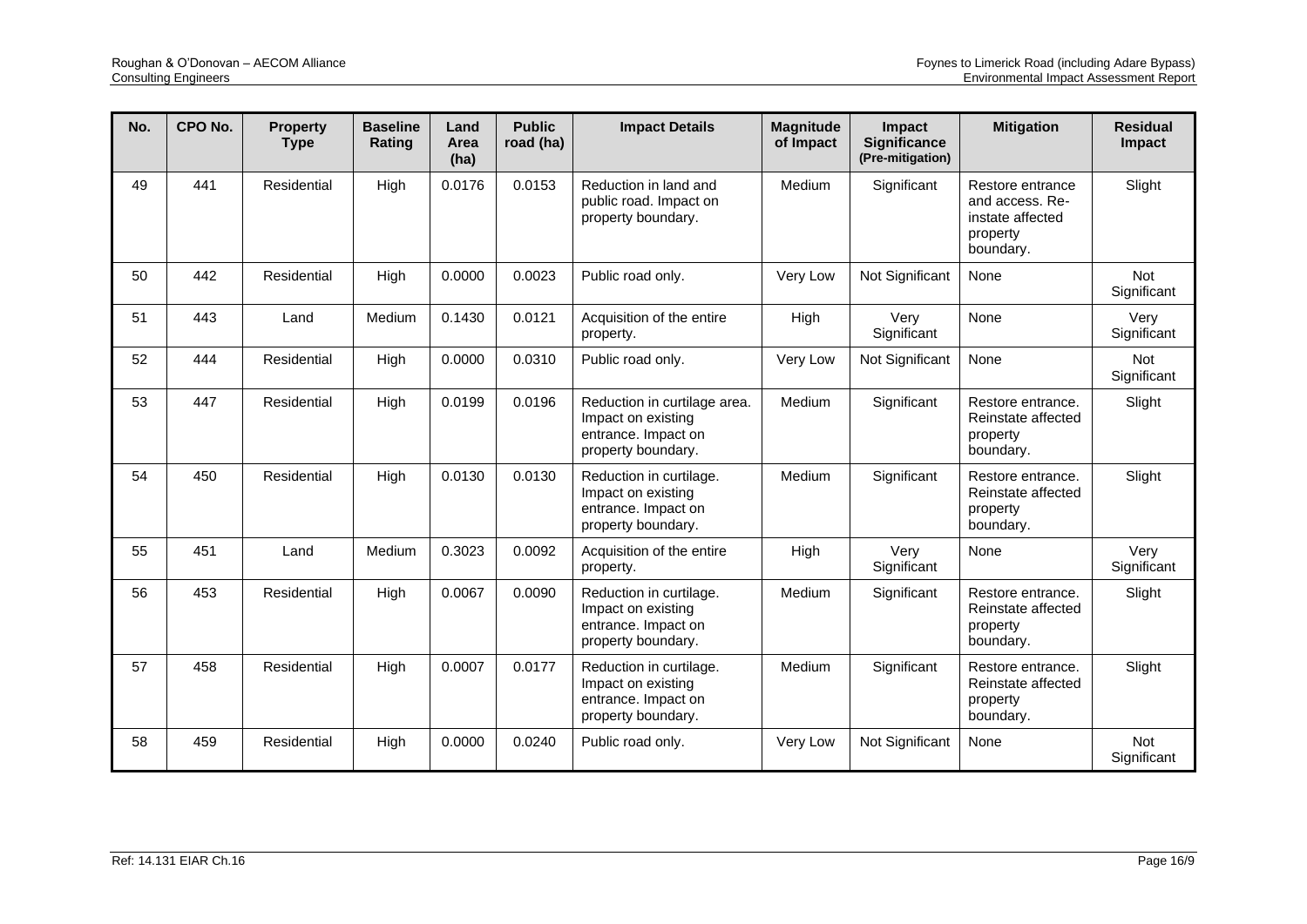| No. | CPO No. | Property Type | Baseline Rating | Land Area (ha) | Public road (ha) | Impact Details | Magnitude of Impact | Impact Significance (Pre-mitigation) | Mitigation | Residual Impact |
|---|---|---|---|---|---|---|---|---|---|---|
| 49 | 441 | Residential | High | 0.0176 | 0.0153 | Reduction in land and public road. Impact on property boundary. | Medium | Significant | Restore entrance and access. Re-instate affected property boundary. | Slight |
| 50 | 442 | Residential | High | 0.0000 | 0.0023 | Public road only. | Very Low | Not Significant | None | Not Significant |
| 51 | 443 | Land | Medium | 0.1430 | 0.0121 | Acquisition of the entire property. | High | Very Significant | None | Very Significant |
| 52 | 444 | Residential | High | 0.0000 | 0.0310 | Public road only. | Very Low | Not Significant | None | Not Significant |
| 53 | 447 | Residential | High | 0.0199 | 0.0196 | Reduction in curtilage area. Impact on existing entrance. Impact on property boundary. | Medium | Significant | Restore entrance. Reinstate affected property boundary. | Slight |
| 54 | 450 | Residential | High | 0.0130 | 0.0130 | Reduction in curtilage. Impact on existing entrance. Impact on property boundary. | Medium | Significant | Restore entrance. Reinstate affected property boundary. | Slight |
| 55 | 451 | Land | Medium | 0.3023 | 0.0092 | Acquisition of the entire property. | High | Very Significant | None | Very Significant |
| 56 | 453 | Residential | High | 0.0067 | 0.0090 | Reduction in curtilage. Impact on existing entrance. Impact on property boundary. | Medium | Significant | Restore entrance. Reinstate affected property boundary. | Slight |
| 57 | 458 | Residential | High | 0.0007 | 0.0177 | Reduction in curtilage. Impact on existing entrance. Impact on property boundary. | Medium | Significant | Restore entrance. Reinstate affected property boundary. | Slight |
| 58 | 459 | Residential | High | 0.0000 | 0.0240 | Public road only. | Very Low | Not Significant | None | Not Significant |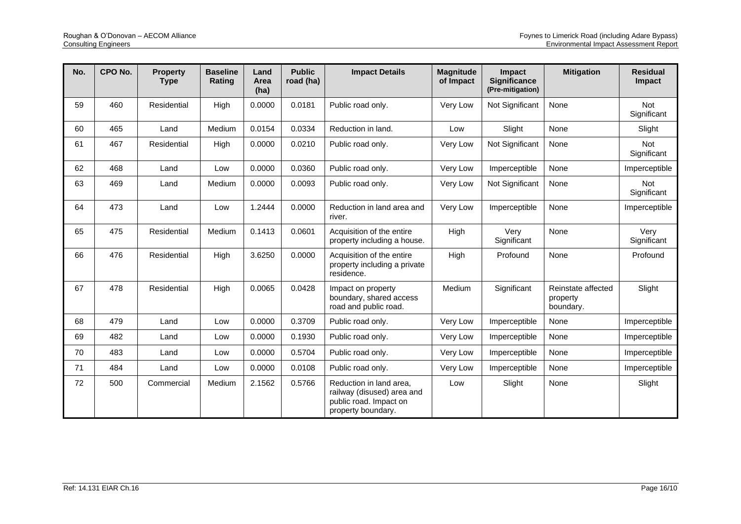| No. | CPO No. | Property Type | Baseline Rating | Land Area (ha) | Public road (ha) | Impact Details | Magnitude of Impact | Impact Significance (Pre-mitigation) | Mitigation | Residual Impact |
|---|---|---|---|---|---|---|---|---|---|---|
| 59 | 460 | Residential | High | 0.0000 | 0.0181 | Public road only. | Very Low | Not Significant | None | Not Significant |
| 60 | 465 | Land | Medium | 0.0154 | 0.0334 | Reduction in land. | Low | Slight | None | Slight |
| 61 | 467 | Residential | High | 0.0000 | 0.0210 | Public road only. | Very Low | Not Significant | None | Not Significant |
| 62 | 468 | Land | Low | 0.0000 | 0.0360 | Public road only. | Very Low | Imperceptible | None | Imperceptible |
| 63 | 469 | Land | Medium | 0.0000 | 0.0093 | Public road only. | Very Low | Not Significant | None | Not Significant |
| 64 | 473 | Land | Low | 1.2444 | 0.0000 | Reduction in land area and river. | Very Low | Imperceptible | None | Imperceptible |
| 65 | 475 | Residential | Medium | 0.1413 | 0.0601 | Acquisition of the entire property including a house. | High | Very Significant | None | Very Significant |
| 66 | 476 | Residential | High | 3.6250 | 0.0000 | Acquisition of the entire property including a private residence. | High | Profound | None | Profound |
| 67 | 478 | Residential | High | 0.0065 | 0.0428 | Impact on property boundary, shared access road and public road. | Medium | Significant | Reinstate affected property boundary. | Slight |
| 68 | 479 | Land | Low | 0.0000 | 0.3709 | Public road only. | Very Low | Imperceptible | None | Imperceptible |
| 69 | 482 | Land | Low | 0.0000 | 0.1930 | Public road only. | Very Low | Imperceptible | None | Imperceptible |
| 70 | 483 | Land | Low | 0.0000 | 0.5704 | Public road only. | Very Low | Imperceptible | None | Imperceptible |
| 71 | 484 | Land | Low | 0.0000 | 0.0108 | Public road only. | Very Low | Imperceptible | None | Imperceptible |
| 72 | 500 | Commercial | Medium | 2.1562 | 0.5766 | Reduction in land area, railway (disused) area and public road. Impact on property boundary. | Low | Slight | None | Slight |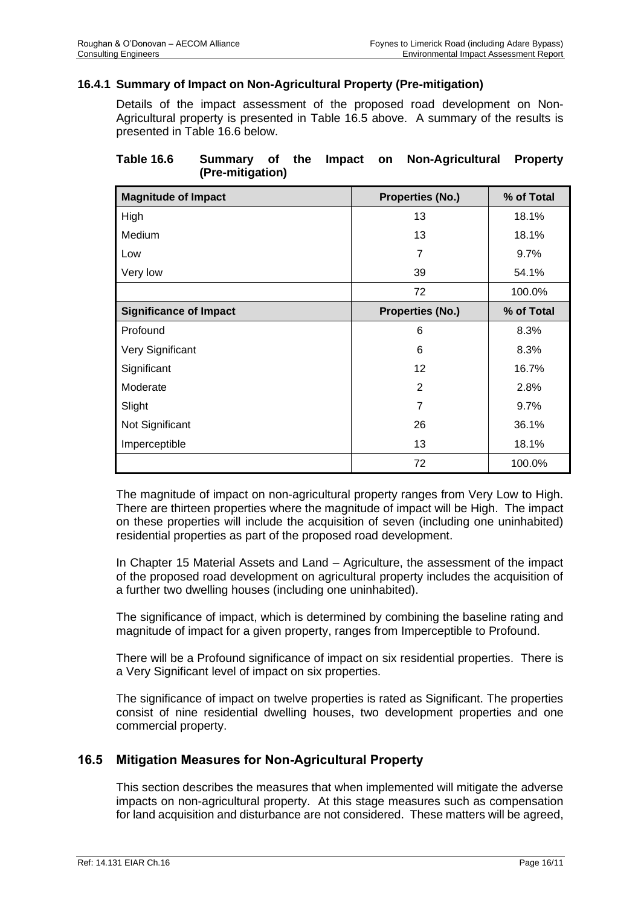### 16.4.1 Summary of Impact on Non-Agricultural Property (Pre-mitigation)

Details of the impact assessment of the proposed road development on Non-Agricultural property is presented in Table 16.5 above. A summary of the results is presented in Table 16.6 below.

**Table 16.6 Summary of the Impact on Non-Agricultural Property (Pre-mitigation)**

| Magnitude of Impact | Properties (No.) | % of Total |
|---|---|---|
| High | 13 | 18.1% |
| Medium | 13 | 18.1% |
| Low | 7 | 9.7% |
| Very low | 39 | 54.1% |
| | 72 | 100.0% |
| **Significance of Impact** | **Properties (No.)** | **% of Total** |
| Profound | 6 | 8.3% |
| Very Significant | 6 | 8.3% |
| Significant | 12 | 16.7% |
| Moderate | 2 | 2.8% |
| Slight | 7 | 9.7% |
| Not Significant | 26 | 36.1% |
| Imperceptible | 13 | 18.1% |
| | 72 | 100.0% |

The magnitude of impact on non-agricultural property ranges from Very Low to High. There are thirteen properties where the magnitude of impact will be High. The impact on these properties will include the acquisition of seven (including one uninhabited) residential properties as part of the proposed road development.

In Chapter 15 Material Assets and Land – Agriculture, the assessment of the impact of the proposed road development on agricultural property includes the acquisition of a further two dwelling houses (including one uninhabited).

The significance of impact, which is determined by combining the baseline rating and magnitude of impact for a given property, ranges from Imperceptible to Profound.

There will be a Profound significance of impact on six residential properties. There is a Very Significant level of impact on six properties.

The significance of impact on twelve properties is rated as Significant. The properties consist of nine residential dwelling houses, two development properties and one commercial property.

## 16.5 Mitigation Measures for Non-Agricultural Property

This section describes the measures that when implemented will mitigate the adverse impacts on non-agricultural property. At this stage measures such as compensation for land acquisition and disturbance are not considered. These matters will be agreed,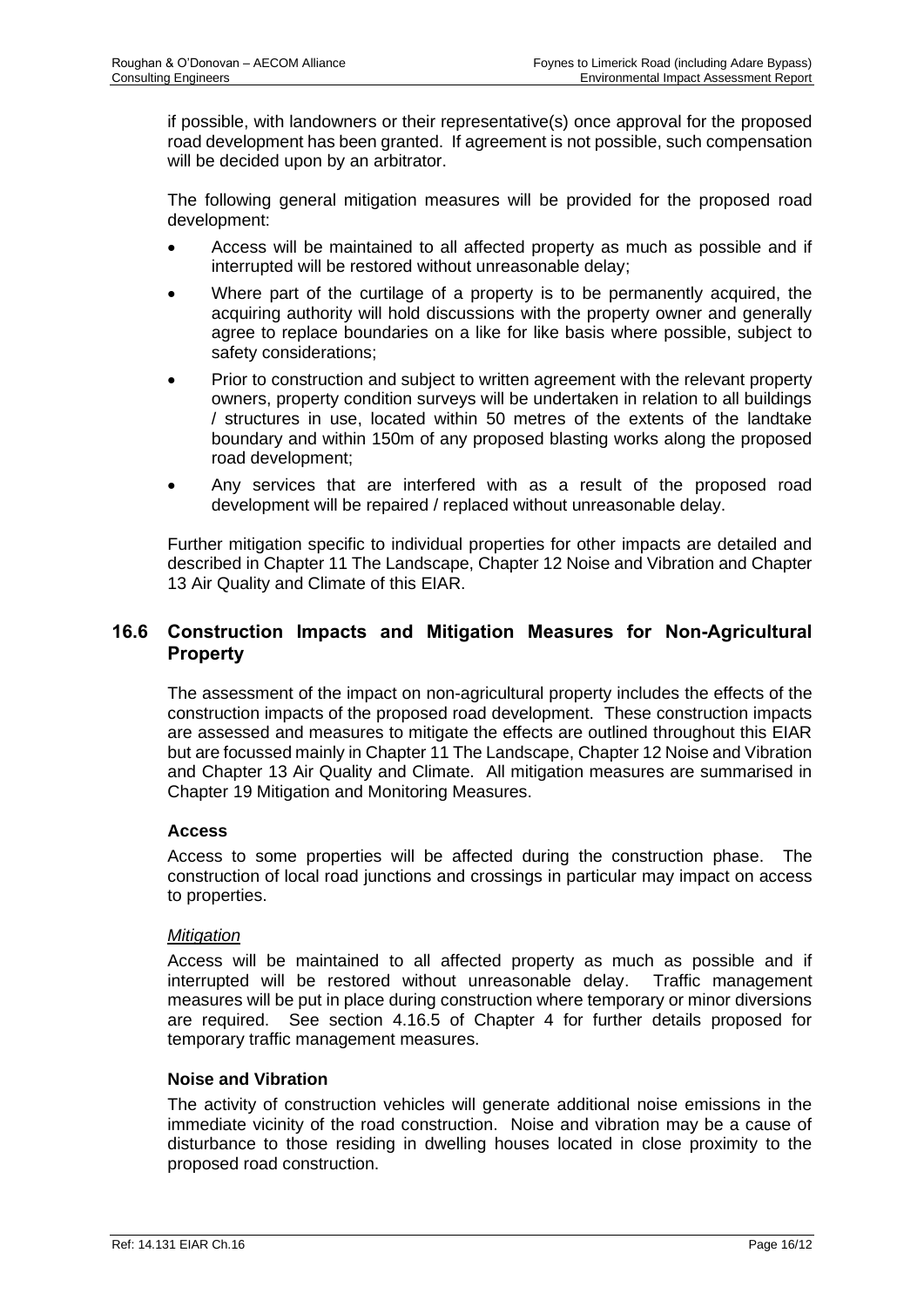if possible, with landowners or their representative(s) once approval for the proposed road development has been granted. If agreement is not possible, such compensation will be decided upon by an arbitrator.

The following general mitigation measures will be provided for the proposed road development:

- Access will be maintained to all affected property as much as possible and if interrupted will be restored without unreasonable delay;
- Where part of the curtilage of a property is to be permanently acquired, the acquiring authority will hold discussions with the property owner and generally agree to replace boundaries on a like for like basis where possible, subject to safety considerations;
- Prior to construction and subject to written agreement with the relevant property owners, property condition surveys will be undertaken in relation to all buildings / structures in use, located within 50 metres of the extents of the landtake boundary and within 150m of any proposed blasting works along the proposed road development;
- Any services that are interfered with as a result of the proposed road development will be repaired / replaced without unreasonable delay.

Further mitigation specific to individual properties for other impacts are detailed and described in Chapter 11 The Landscape, Chapter 12 Noise and Vibration and Chapter 13 Air Quality and Climate of this EIAR.

## 16.6 Construction Impacts and Mitigation Measures for Non-Agricultural Property

The assessment of the impact on non-agricultural property includes the effects of the construction impacts of the proposed road development. These construction impacts are assessed and measures to mitigate the effects are outlined throughout this EIAR but are focussed mainly in Chapter 11 The Landscape, Chapter 12 Noise and Vibration and Chapter 13 Air Quality and Climate. All mitigation measures are summarised in Chapter 19 Mitigation and Monitoring Measures.

### Access

Access to some properties will be affected during the construction phase. The construction of local road junctions and crossings in particular may impact on access to properties.

*Mitigation*

Access will be maintained to all affected property as much as possible and if interrupted will be restored without unreasonable delay. Traffic management measures will be put in place during construction where temporary or minor diversions are required. See section 4.16.5 of Chapter 4 for further details proposed for temporary traffic management measures.

### Noise and Vibration

The activity of construction vehicles will generate additional noise emissions in the immediate vicinity of the road construction. Noise and vibration may be a cause of disturbance to those residing in dwelling houses located in close proximity to the proposed road construction.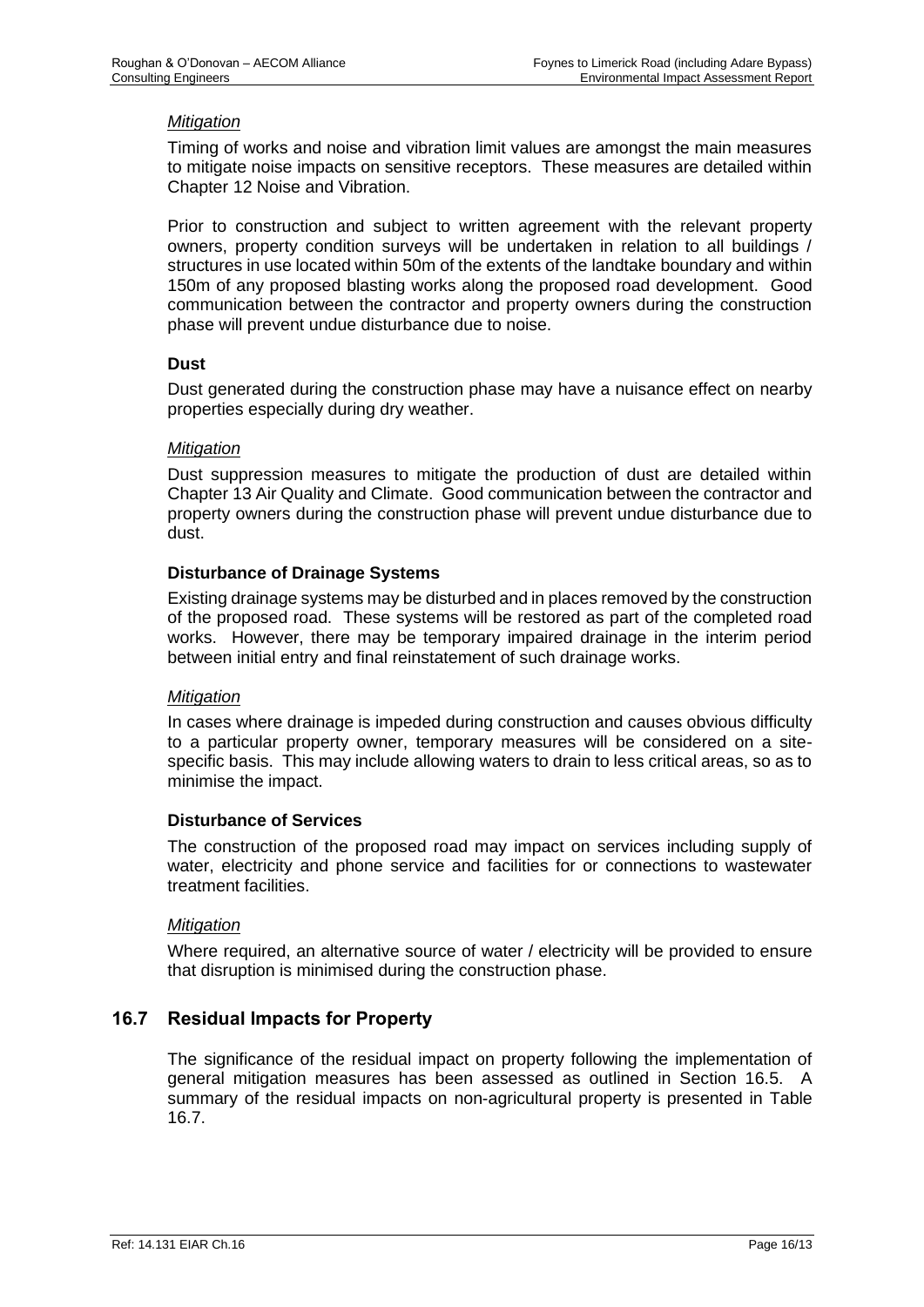*Mitigation*

Timing of works and noise and vibration limit values are amongst the main measures to mitigate noise impacts on sensitive receptors. These measures are detailed within Chapter 12 Noise and Vibration.

Prior to construction and subject to written agreement with the relevant property owners, property condition surveys will be undertaken in relation to all buildings / structures in use located within 50m of the extents of the landtake boundary and within 150m of any proposed blasting works along the proposed road development. Good communication between the contractor and property owners during the construction phase will prevent undue disturbance due to noise.

**Dust**

Dust generated during the construction phase may have a nuisance effect on nearby properties especially during dry weather.

*Mitigation*

Dust suppression measures to mitigate the production of dust are detailed within Chapter 13 Air Quality and Climate. Good communication between the contractor and property owners during the construction phase will prevent undue disturbance due to dust.

**Disturbance of Drainage Systems**

Existing drainage systems may be disturbed and in places removed by the construction of the proposed road. These systems will be restored as part of the completed road works. However, there may be temporary impaired drainage in the interim period between initial entry and final reinstatement of such drainage works.

*Mitigation*

In cases where drainage is impeded during construction and causes obvious difficulty to a particular property owner, temporary measures will be considered on a site-specific basis. This may include allowing waters to drain to less critical areas, so as to minimise the impact.

**Disturbance of Services**

The construction of the proposed road may impact on services including supply of water, electricity and phone service and facilities for or connections to wastewater treatment facilities.

*Mitigation*

Where required, an alternative source of water / electricity will be provided to ensure that disruption is minimised during the construction phase.

## 16.7 Residual Impacts for Property

The significance of the residual impact on property following the implementation of general mitigation measures has been assessed as outlined in Section 16.5. A summary of the residual impacts on non-agricultural property is presented in Table 16.7.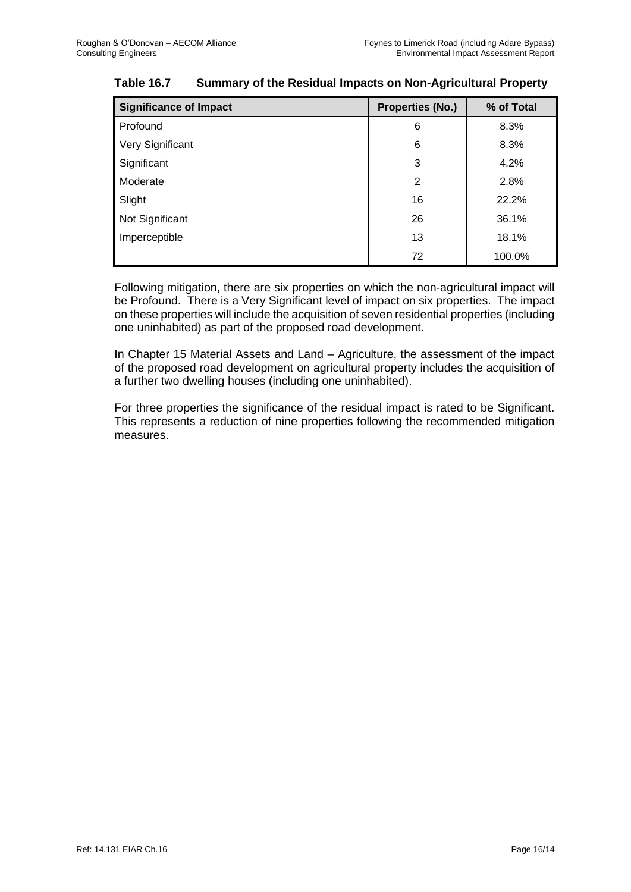**Table 16.7 Summary of the Residual Impacts on Non-Agricultural Property**

| Significance of Impact | Properties (No.) | % of Total |
|---|---|---|
| Profound | 6 | 8.3% |
| Very Significant | 6 | 8.3% |
| Significant | 3 | 4.2% |
| Moderate | 2 | 2.8% |
| Slight | 16 | 22.2% |
| Not Significant | 26 | 36.1% |
| Imperceptible | 13 | 18.1% |
| | 72 | 100.0% |

Following mitigation, there are six properties on which the non-agricultural impact will be Profound. There is a Very Significant level of impact on six properties. The impact on these properties will include the acquisition of seven residential properties (including one uninhabited) as part of the proposed road development.

In Chapter 15 Material Assets and Land – Agriculture, the assessment of the impact of the proposed road development on agricultural property includes the acquisition of a further two dwelling houses (including one uninhabited).

For three properties the significance of the residual impact is rated to be Significant. This represents a reduction of nine properties following the recommended mitigation measures.